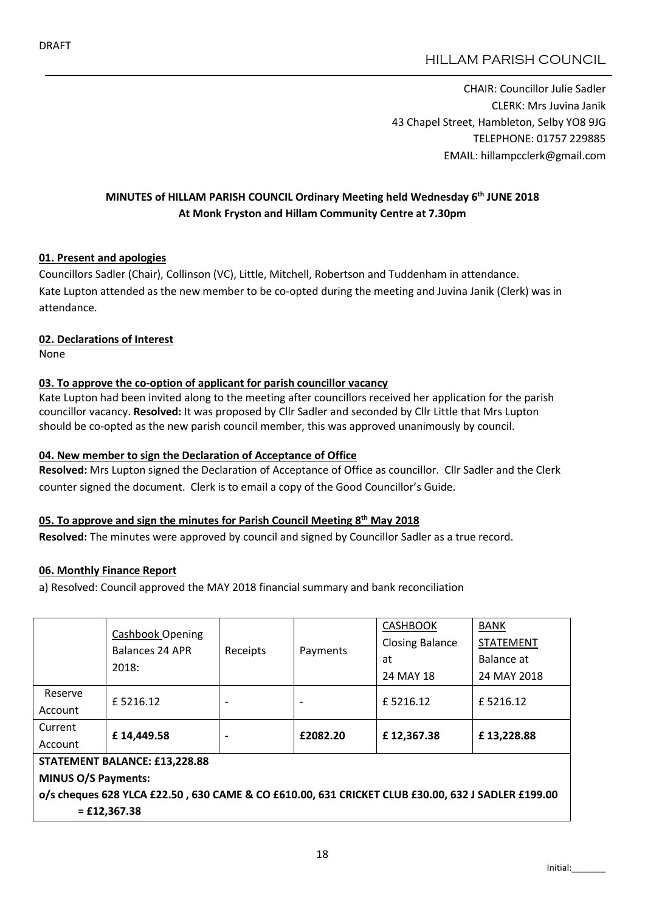DRAFT

HILLAM PARISH COUNCIL

CHAIR: Councillor Julie Sadler
CLERK: Mrs Juvina Janik
43 Chapel Street, Hambleton, Selby YO8 9JG
TELEPHONE: 01757 229885
EMAIL: hillampcclerk@gmail.com

**MINUTES of HILLAM PARISH COUNCIL Ordinary Meeting held Wednesday 6th JUNE 2018**
**At Monk Fryston and Hillam Community Centre at 7.30pm**

**01. Present and apologies**

Councillors Sadler (Chair), Collinson (VC), Little, Mitchell, Robertson and Tuddenham in attendance.
Kate Lupton attended as the new member to be co-opted during the meeting and Juvina Janik (Clerk) was in attendance.

**02. Declarations of Interest**

None

**03. To approve the co-option of applicant for parish councillor vacancy**

Kate Lupton had been invited along to the meeting after councillors received her application for the parish councillor vacancy. **Resolved:** It was proposed by Cllr Sadler and seconded by Cllr Little that Mrs Lupton should be co-opted as the new parish council member, this was approved unanimously by council.

**04. New member to sign the Declaration of Acceptance of Office**

**Resolved:** Mrs Lupton signed the Declaration of Acceptance of Office as councillor. Cllr Sadler and the Clerk counter signed the document. Clerk is to email a copy of the Good Councillor's Guide.

**05. To approve and sign the minutes for Parish Council Meeting 8th May 2018**

**Resolved:** The minutes were approved by council and signed by Councillor Sadler as a true record.

**06. Monthly Finance Report**

a) Resolved: Council approved the MAY 2018 financial summary and bank reconciliation

| | Cashbook Opening Balances 24 APR 2018: | Receipts | Payments | CASHBOOK Closing Balance at 24 MAY 18 | BANK STATEMENT Balance at 24 MAY 2018 |
|---|---|---|---|---|---|
| Reserve Account | £ 5216.12 | - | - | £ 5216.12 | £ 5216.12 |
| Current Account | **£ 14,449.58** | **-** | **£2082.20** | **£ 12,367.38** | **£ 13,228.88** |
| **STATEMENT BALANCE: £13,228.88** | | | | | |
| **MINUS O/S Payments:** | | | | | |
| **o/s cheques 628 YLCA £22.50 , 630 CAME & CO £610.00, 631 CRICKET CLUB £30.00, 632 J SADLER £199.00** | | | | | |
| **= £12,367.38** | | | | | |

Initial:_______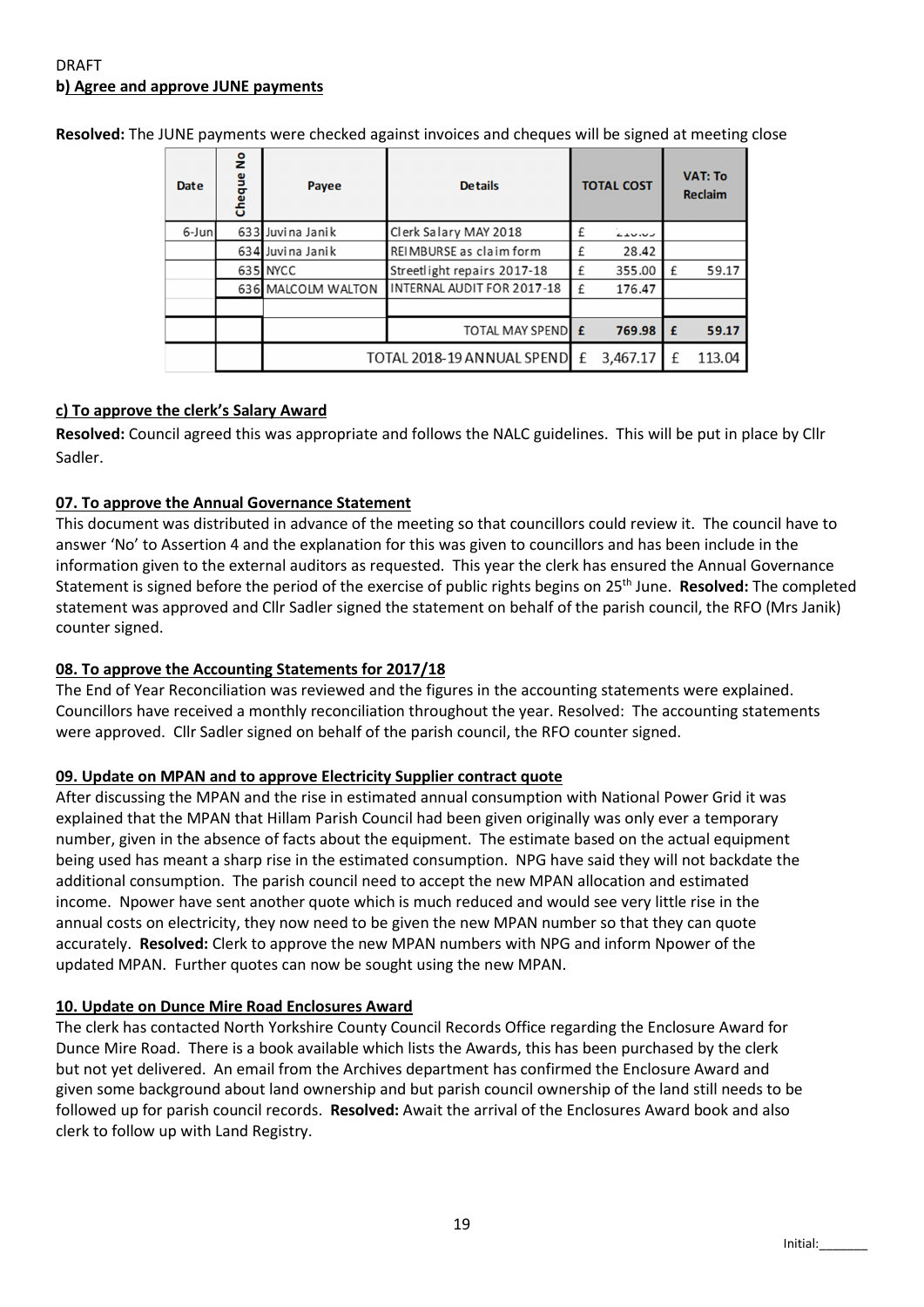DRAFT

**b) Agree and approve JUNE payments**

**Resolved:** The JUNE payments were checked against invoices and cheques will be signed at meeting close

| Date | Cheque No | Payee | Details | TOTAL COST | | VAT: To Reclaim | |
|---|---|---|---|---|---|---|---|
| 6-Jun | 633 | Juvina Janik | Clerk Salary MAY 2018 | £ | 210.09 | | |
| | 634 | Juvina Janik | REIMBURSE as claim form | £ | 28.42 | | |
| | 635 | NYCC | Streetlight repairs 2017-18 | £ | 355.00 | £ | 59.17 |
| | 636 | MALCOLM WALTON | INTERNAL AUDIT FOR 2017-18 | £ | 176.47 | | |
| | | | | | | | |
| | | | TOTAL MAY SPEND | £ | 769.98 | £ | 59.17 |
| | | TOTAL 2018-19 ANNUAL SPEND | | £ | 3,467.17 | £ | 113.04 |

**c) To approve the clerk's Salary Award**

**Resolved:** Council agreed this was appropriate and follows the NALC guidelines. This will be put in place by Cllr Sadler.

**07. To approve the Annual Governance Statement**

This document was distributed in advance of the meeting so that councillors could review it. The council have to answer 'No' to Assertion 4 and the explanation for this was given to councillors and has been include in the information given to the external auditors as requested. This year the clerk has ensured the Annual Governance Statement is signed before the period of the exercise of public rights begins on 25th June. **Resolved:** The completed statement was approved and Cllr Sadler signed the statement on behalf of the parish council, the RFO (Mrs Janik) counter signed.

**08. To approve the Accounting Statements for 2017/18**

The End of Year Reconciliation was reviewed and the figures in the accounting statements were explained. Councillors have received a monthly reconciliation throughout the year. Resolved: The accounting statements were approved. Cllr Sadler signed on behalf of the parish council, the RFO counter signed.

**09. Update on MPAN and to approve Electricity Supplier contract quote**

After discussing the MPAN and the rise in estimated annual consumption with National Power Grid it was explained that the MPAN that Hillam Parish Council had been given originally was only ever a temporary number, given in the absence of facts about the equipment. The estimate based on the actual equipment being used has meant a sharp rise in the estimated consumption. NPG have said they will not backdate the additional consumption. The parish council need to accept the new MPAN allocation and estimated income. Npower have sent another quote which is much reduced and would see very little rise in the annual costs on electricity, they now need to be given the new MPAN number so that they can quote accurately. **Resolved:** Clerk to approve the new MPAN numbers with NPG and inform Npower of the updated MPAN. Further quotes can now be sought using the new MPAN.

**10. Update on Dunce Mire Road Enclosures Award**

The clerk has contacted North Yorkshire County Council Records Office regarding the Enclosure Award for Dunce Mire Road. There is a book available which lists the Awards, this has been purchased by the clerk but not yet delivered. An email from the Archives department has confirmed the Enclosure Award and given some background about land ownership and but parish council ownership of the land still needs to be followed up for parish council records. **Resolved:** Await the arrival of the Enclosures Award book and also clerk to follow up with Land Registry.

Initial:_______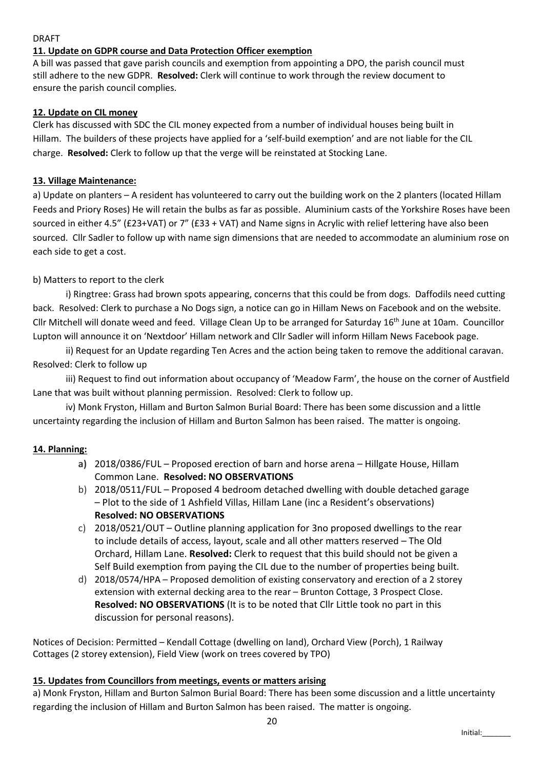DRAFT

**11. Update on GDPR course and Data Protection Officer exemption**

A bill was passed that gave parish councils and exemption from appointing a DPO, the parish council must still adhere to the new GDPR. **Resolved:** Clerk will continue to work through the review document to ensure the parish council complies.

**12. Update on CIL money**

Clerk has discussed with SDC the CIL money expected from a number of individual houses being built in Hillam. The builders of these projects have applied for a 'self-build exemption' and are not liable for the CIL charge. **Resolved:** Clerk to follow up that the verge will be reinstated at Stocking Lane.

**13. Village Maintenance:**

a) Update on planters – A resident has volunteered to carry out the building work on the 2 planters (located Hillam Feeds and Priory Roses) He will retain the bulbs as far as possible. Aluminium casts of the Yorkshire Roses have been sourced in either 4.5" (£23+VAT) or 7" (£33 + VAT) and Name signs in Acrylic with relief lettering have also been sourced. Cllr Sadler to follow up with name sign dimensions that are needed to accommodate an aluminium rose on each side to get a cost.

b) Matters to report to the clerk

i) Ringtree: Grass had brown spots appearing, concerns that this could be from dogs. Daffodils need cutting back. Resolved: Clerk to purchase a No Dogs sign, a notice can go in Hillam News on Facebook and on the website. Cllr Mitchell will donate weed and feed. Village Clean Up to be arranged for Saturday 16th June at 10am. Councillor Lupton will announce it on 'Nextdoor' Hillam network and Cllr Sadler will inform Hillam News Facebook page.

ii) Request for an Update regarding Ten Acres and the action being taken to remove the additional caravan. Resolved: Clerk to follow up

iii) Request to find out information about occupancy of 'Meadow Farm', the house on the corner of Austfield Lane that was built without planning permission. Resolved: Clerk to follow up.

iv) Monk Fryston, Hillam and Burton Salmon Burial Board: There has been some discussion and a little uncertainty regarding the inclusion of Hillam and Burton Salmon has been raised. The matter is ongoing.

**14. Planning:**

a) 2018/0386/FUL – Proposed erection of barn and horse arena – Hillgate House, Hillam Common Lane. **Resolved: NO OBSERVATIONS**
b) 2018/0511/FUL – Proposed 4 bedroom detached dwelling with double detached garage – Plot to the side of 1 Ashfield Villas, Hillam Lane (inc a Resident's observations) **Resolved: NO OBSERVATIONS**
c) 2018/0521/OUT – Outline planning application for 3no proposed dwellings to the rear to include details of access, layout, scale and all other matters reserved – The Old Orchard, Hillam Lane. **Resolved:** Clerk to request that this build should not be given a Self Build exemption from paying the CIL due to the number of properties being built.
d) 2018/0574/HPA – Proposed demolition of existing conservatory and erection of a 2 storey extension with external decking area to the rear – Brunton Cottage, 3 Prospect Close. **Resolved: NO OBSERVATIONS** (It is to be noted that Cllr Little took no part in this discussion for personal reasons).

Notices of Decision: Permitted – Kendall Cottage (dwelling on land), Orchard View (Porch), 1 Railway Cottages (2 storey extension), Field View (work on trees covered by TPO)

**15. Updates from Councillors from meetings, events or matters arising**

a) Monk Fryston, Hillam and Burton Salmon Burial Board: There has been some discussion and a little uncertainty regarding the inclusion of Hillam and Burton Salmon has been raised. The matter is ongoing.

Initial:_______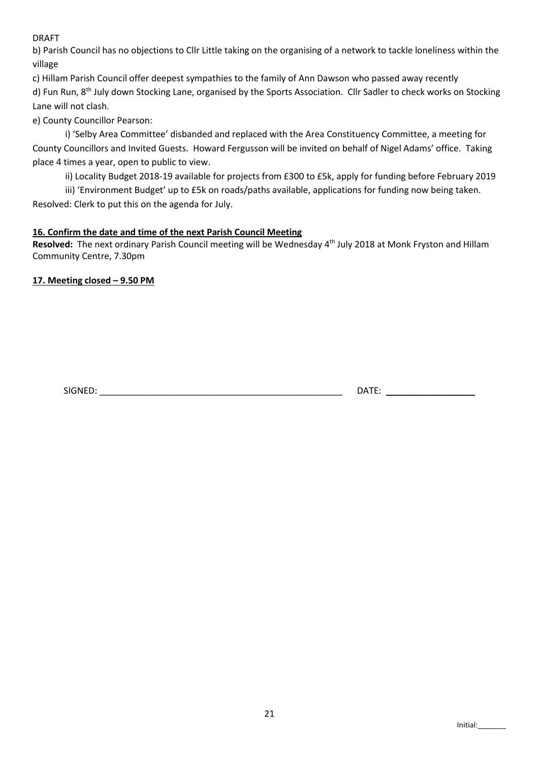DRAFT

b) Parish Council has no objections to Cllr Little taking on the organising of a network to tackle loneliness within the village

c) Hillam Parish Council offer deepest sympathies to the family of Ann Dawson who passed away recently

d) Fun Run, 8th July down Stocking Lane, organised by the Sports Association. Cllr Sadler to check works on Stocking Lane will not clash.

e) County Councillor Pearson:

i) 'Selby Area Committee' disbanded and replaced with the Area Constituency Committee, a meeting for County Councillors and Invited Guests. Howard Fergusson will be invited on behalf of Nigel Adams' office. Taking place 4 times a year, open to public to view.

ii) Locality Budget 2018-19 available for projects from £300 to £5k, apply for funding before February 2019

iii) 'Environment Budget' up to £5k on roads/paths available, applications for funding now being taken.

Resolved: Clerk to put this on the agenda for July.

**16. Confirm the date and time of the next Parish Council Meeting**

**Resolved:** The next ordinary Parish Council meeting will be Wednesday 4th July 2018 at Monk Fryston and Hillam Community Centre, 7.30pm

**17. Meeting closed – 9.50 PM**

SIGNED: ___________________________________________________ DATE: __________________

Initial:_______